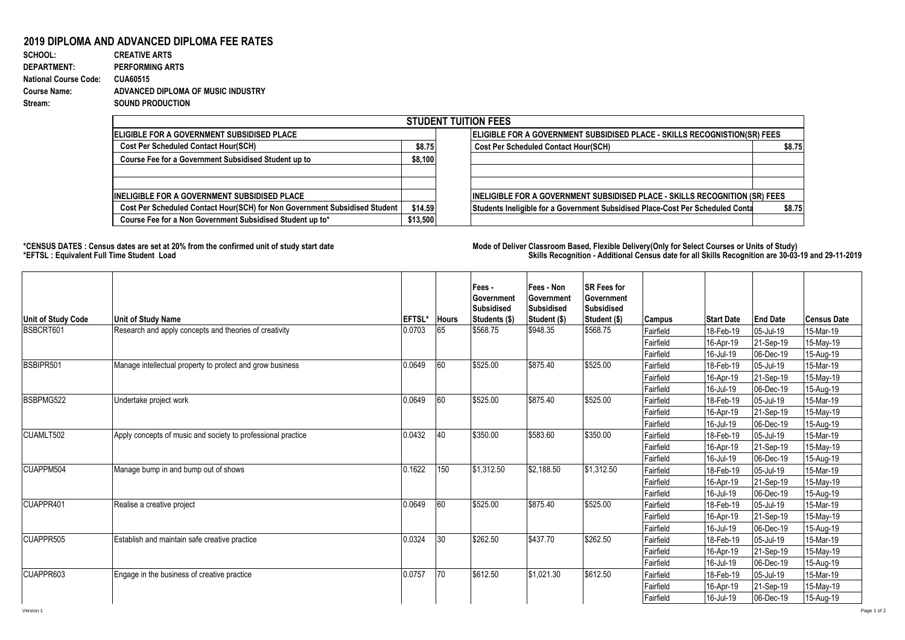# 2019 DIPLOMA AND ADVANCED DIPLOMA FEE RATES

**SCHOOL:** CREATIVE ARTS
**DEPARTMENT:** PERFORMING ARTS
**National Course Code:** CUA60515
**Course Name:** ADVANCED DIPLOMA OF MUSIC INDUSTRY
**Stream:** SOUND PRODUCTION

| STUDENT TUITION FEES | | | |
|---|---|---|---|
| **ELIGIBLE FOR A GOVERNMENT SUBSIDISED PLACE** | | **ELIGIBLE FOR A GOVERNMENT SUBSIDISED PLACE - SKILLS RECOGNISTION(SR) FEES** | |
| Cost Per Scheduled Contact Hour(SCH) | $8.75 | Cost Per Scheduled Contact Hour(SCH) | $8.75 |
| Course Fee for a Government Subsidised Student up to | $8,100 | | |
| | | | |
| | | | |
| **INELIGIBLE FOR A GOVERNMENT SUBSIDISED PLACE** | | **INELIGIBLE FOR A GOVERNMENT SUBSIDISED PLACE - SKILLS RECOGNITION (SR) FEES** | |
| Cost Per Scheduled Contact Hour(SCH) for Non Government Subsidised Student | $14.59 | Students Ineligible for a Government Subsidised Place-Cost Per Scheduled Conta | $8.75 |
| Course Fee for a Non Government Subsidised Student up to* | $13,500 | | |

**\*CENSUS DATES : Census dates are set at 20% from the confirmed unit of study start date**
**\*EFTSL : Equivalent Full Time Student Load**

**Mode of Deliver Classroom Based, Flexible Delivery(Only for Select Courses or Units of Study)**
**Skills Recognition - Additional Census date for all Skills Recognition are 30-03-19 and 29-11-2019**

| Unit of Study Code | Unit of Study Name | EFTSL* | Hours | Fees - Government Subsidised Students ($) | Fees - Non Government Subsidised Student ($) | SR Fees for Government Subsidised Student ($) | Campus | Start Date | End Date | Census Date |
|---|---|---|---|---|---|---|---|---|---|---|
| BSBCRT601 | Research and apply concepts and theories of creativity | 0.0703 | 65 | $568.75 | $948.35 | $568.75 | Fairfield | 18-Feb-19 | 05-Jul-19 | 15-Mar-19 |
| | | | | | | | Fairfield | 16-Apr-19 | 21-Sep-19 | 15-May-19 |
| | | | | | | | Fairfield | 16-Jul-19 | 06-Dec-19 | 15-Aug-19 |
| BSBIPR501 | Manage intellectual property to protect and grow business | 0.0649 | 60 | $525.00 | $875.40 | $525.00 | Fairfield | 18-Feb-19 | 05-Jul-19 | 15-Mar-19 |
| | | | | | | | Fairfield | 16-Apr-19 | 21-Sep-19 | 15-May-19 |
| | | | | | | | Fairfield | 16-Jul-19 | 06-Dec-19 | 15-Aug-19 |
| BSBPMG522 | Undertake project work | 0.0649 | 60 | $525.00 | $875.40 | $525.00 | Fairfield | 18-Feb-19 | 05-Jul-19 | 15-Mar-19 |
| | | | | | | | Fairfield | 16-Apr-19 | 21-Sep-19 | 15-May-19 |
| | | | | | | | Fairfield | 16-Jul-19 | 06-Dec-19 | 15-Aug-19 |
| CUAMLT502 | Apply concepts of music and society to professional practice | 0.0432 | 40 | $350.00 | $583.60 | $350.00 | Fairfield | 18-Feb-19 | 05-Jul-19 | 15-Mar-19 |
| | | | | | | | Fairfield | 16-Apr-19 | 21-Sep-19 | 15-May-19 |
| | | | | | | | Fairfield | 16-Jul-19 | 06-Dec-19 | 15-Aug-19 |
| CUAPPM504 | Manage bump in and bump out of shows | 0.1622 | 150 | $1,312.50 | $2,188.50 | $1,312.50 | Fairfield | 18-Feb-19 | 05-Jul-19 | 15-Mar-19 |
| | | | | | | | Fairfield | 16-Apr-19 | 21-Sep-19 | 15-May-19 |
| | | | | | | | Fairfield | 16-Jul-19 | 06-Dec-19 | 15-Aug-19 |
| CUAPPR401 | Realise a creative project | 0.0649 | 60 | $525.00 | $875.40 | $525.00 | Fairfield | 18-Feb-19 | 05-Jul-19 | 15-Mar-19 |
| | | | | | | | Fairfield | 16-Apr-19 | 21-Sep-19 | 15-May-19 |
| | | | | | | | Fairfield | 16-Jul-19 | 06-Dec-19 | 15-Aug-19 |
| CUAPPR505 | Establish and maintain safe creative practice | 0.0324 | 30 | $262.50 | $437.70 | $262.50 | Fairfield | 18-Feb-19 | 05-Jul-19 | 15-Mar-19 |
| | | | | | | | Fairfield | 16-Apr-19 | 21-Sep-19 | 15-May-19 |
| | | | | | | | Fairfield | 16-Jul-19 | 06-Dec-19 | 15-Aug-19 |
| CUAPPR603 | Engage in the business of creative practice | 0.0757 | 70 | $612.50 | $1,021.30 | $612.50 | Fairfield | 18-Feb-19 | 05-Jul-19 | 15-Mar-19 |
| | | | | | | | Fairfield | 16-Apr-19 | 21-Sep-19 | 15-May-19 |
| | | | | | | | Fairfield | 16-Jul-19 | 06-Dec-19 | 15-Aug-19 |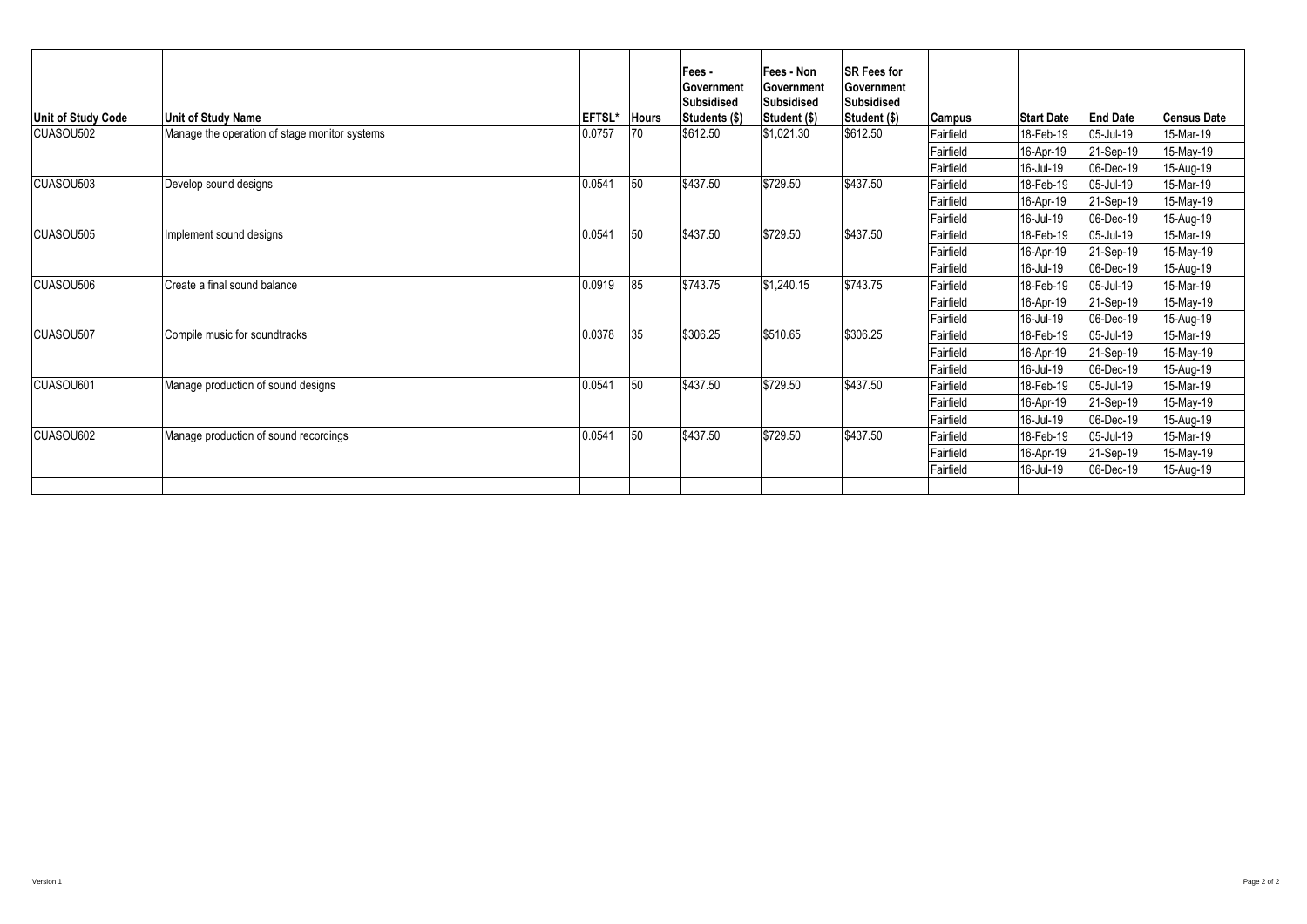| Unit of Study Code | Unit of Study Name | EFTSL* | Hours | Fees - Government Subsidised Students ($) | Fees - Non Government Subsidised Student ($) | SR Fees for Government Subsidised Student ($) | Campus | Start Date | End Date | Census Date |
|---|---|---|---|---|---|---|---|---|---|---|
| CUASOU502 | Manage the operation of stage monitor systems | 0.0757 | 70 | $612.50 | $1,021.30 | $612.50 | Fairfield | 18-Feb-19 | 05-Jul-19 | 15-Mar-19 |
| | | | | | | | Fairfield | 16-Apr-19 | 21-Sep-19 | 15-May-19 |
| | | | | | | | Fairfield | 16-Jul-19 | 06-Dec-19 | 15-Aug-19 |
| CUASOU503 | Develop sound designs | 0.0541 | 50 | $437.50 | $729.50 | $437.50 | Fairfield | 18-Feb-19 | 05-Jul-19 | 15-Mar-19 |
| | | | | | | | Fairfield | 16-Apr-19 | 21-Sep-19 | 15-May-19 |
| | | | | | | | Fairfield | 16-Jul-19 | 06-Dec-19 | 15-Aug-19 |
| CUASOU505 | Implement sound designs | 0.0541 | 50 | $437.50 | $729.50 | $437.50 | Fairfield | 18-Feb-19 | 05-Jul-19 | 15-Mar-19 |
| | | | | | | | Fairfield | 16-Apr-19 | 21-Sep-19 | 15-May-19 |
| | | | | | | | Fairfield | 16-Jul-19 | 06-Dec-19 | 15-Aug-19 |
| CUASOU506 | Create a final sound balance | 0.0919 | 85 | $743.75 | $1,240.15 | $743.75 | Fairfield | 18-Feb-19 | 05-Jul-19 | 15-Mar-19 |
| | | | | | | | Fairfield | 16-Apr-19 | 21-Sep-19 | 15-May-19 |
| | | | | | | | Fairfield | 16-Jul-19 | 06-Dec-19 | 15-Aug-19 |
| CUASOU507 | Compile music for soundtracks | 0.0378 | 35 | $306.25 | $510.65 | $306.25 | Fairfield | 18-Feb-19 | 05-Jul-19 | 15-Mar-19 |
| | | | | | | | Fairfield | 16-Apr-19 | 21-Sep-19 | 15-May-19 |
| | | | | | | | Fairfield | 16-Jul-19 | 06-Dec-19 | 15-Aug-19 |
| CUASOU601 | Manage production of sound designs | 0.0541 | 50 | $437.50 | $729.50 | $437.50 | Fairfield | 18-Feb-19 | 05-Jul-19 | 15-Mar-19 |
| | | | | | | | Fairfield | 16-Apr-19 | 21-Sep-19 | 15-May-19 |
| | | | | | | | Fairfield | 16-Jul-19 | 06-Dec-19 | 15-Aug-19 |
| CUASOU602 | Manage production of sound recordings | 0.0541 | 50 | $437.50 | $729.50 | $437.50 | Fairfield | 18-Feb-19 | 05-Jul-19 | 15-Mar-19 |
| | | | | | | | Fairfield | 16-Apr-19 | 21-Sep-19 | 15-May-19 |
| | | | | | | | Fairfield | 16-Jul-19 | 06-Dec-19 | 15-Aug-19 |

Version 1